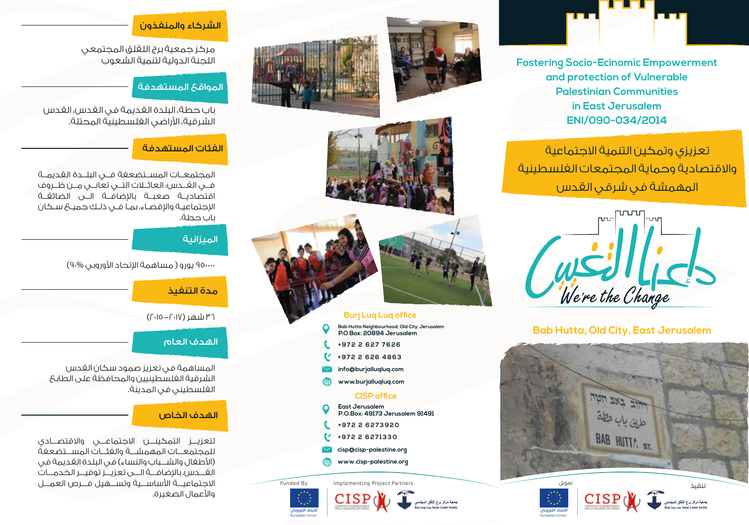# Fostering Socio-Ecinomic Empowerment and protection of Vulnerable Palestinian Communities in East Jerusalem ENI/090-034/2014

## تعزيزي وتمكين التنمية الاجتماعية والاقتصادية وحماية المجتمعات الفلسطينية المهمشة في شرقي القدس

دعاة التغيير
We're the Change

**Bab Hutta, Old City, East Jerusalem**

تمويل
تنفيذ

الاتحاد الأوروبي
European Union

CISP

جمعية مركز برج اللقلق المجتمعي
Burj Luq Luq Social Center Society

## الشركاء والمنفذون

مركز جمعية برج اللقلق المجتمعي
اللجنة الدولية لتنمية الشعوب

## المواقع المستهدفة

باب حطة، البلدة القديمة في القدس، القدس الشرقية، الأراضي الفلسطينية المحتلة.

## الفئات المستهدفة

المجتمعات المستضعفة في البلدة القديمة في القدس: العائلات التي تعاني من ظروف اقتصادية صعبة بالإضافة الى الضائقة الإجتماعية والإقصاء، بما في ذلك جميع سكان باب حطة.

## الميزانية

٩٥٠٫٠٠٠ يورو ( مساهمة الإتحاد الأوروبي ٩٠% )

## مدة التنفيذ

٣٦ شهر (٢٠١٥–٢٠١٧)

## الهدف العام

المساهمة في تعزيز صمود سكان القدس الشرقية الفلسطينيين والمحافظة على الطابع الفلسطيني في المدينة.

## الهدف الخاص

لتعزيز التمكين الاجتماعي والاقتصادي للمجتمعات المهمشة والفئات المستضعفة (الأطفال والشباب والنساء) في البلدة القديمة في القدس، بالإضافة الى تعزيز توفير الخدمات الاجتماعية الأساسية وتسهيل فرص العمل والأعمال الصغيرة.

### Burj Luq Luq office

Bab Hutta Neighbourhood, Old City, Jerusalem
P.O Box: 20894 Jerusalem

+972 2 627 7626

+972 2 626 4863

info@burjalluqluq.com

www.burjalluqluq.com

### CISP office

East Jerusalem
P.O.Box: 49173 Jerusalem 91491

+972 2 6273920

+972 2 6271330

cisp@cisp-palestine.org

www.cisp-palestine.org

Funded By — Implementing Project Partners

الاتحاد الأوروبي
European Union

CISP

جمعية مركز برج اللقلق المجتمعي
Burj Luq Luq Social Center Society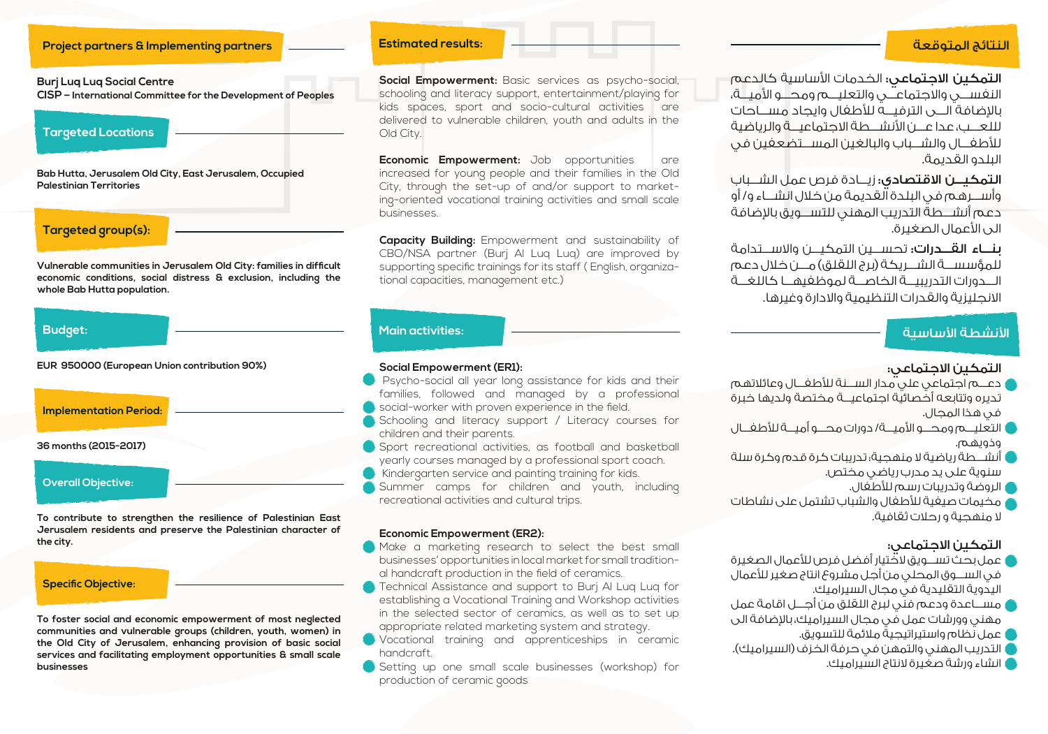## Project partners & Implementing partners

**Burj Luq Luq Social Centre**
**CISP – International Committee for the Development of Peoples**

## Targeted Locations

**Bab Hutta, Jerusalem Old City, East Jerusalem, Occupied Palestinian Territories**

## Targeted group(s):

**Vulnerable communities in Jerusalem Old City: families in difficult economic conditions, social distress & exclusion, including the whole Bab Hutta population.**

## Budget:

**EUR 950000 (European Union contribution 90%)**

## Implementation Period:

**36 months (2015-2017)**

## Overall Objective:

**To contribute to strengthen the resilience of Palestinian East Jerusalem residents and preserve the Palestinian character of the city.**

## Specific Objective:

**To foster social and economic empowerment of most neglected communities and vulnerable groups (children, youth, women) in the Old City of Jerusalem, enhancing provision of basic social services and facilitating employment opportunities & small scale businesses**

## Estimated results:

**Social Empowerment:** Basic services as psycho-social, schooling and literacy support, entertainment/playing for kids spaces, sport and socio-cultural activities are delivered to vulnerable children, youth and adults in the Old City.

**Economic Empowerment:** Job opportunities are increased for young people and their families in the Old City, through the set-up of and/or support to marketing-oriented vocational training activities and small scale businesses.

**Capacity Building:** Empowerment and sustainability of CBO/NSA partner (Burj Al Luq Luq) are improved by supporting specific trainings for its staff ( English, organizational capacities, management etc.)

## Main activities:

**Social Empowerment (ER1):**

- Psycho-social all year long assistance for kids and their families, followed and managed by a professional social-worker with proven experience in the field.
- Schooling and literacy support / Literacy courses for children and their parents.
- Sport recreational activities, as football and basketball yearly courses managed by a professional sport coach.
- Kindergarten service and painting training for kids.
- Summer camps for children and youth, including recreational activities and cultural trips.

**Economic Empowerment (ER2):**

- Make a marketing research to select the best small businesses' opportunities in local market for small traditional handcraft production in the field of ceramics.
- Technical Assistance and support to Burj Al Luq Luq for establishing a Vocational Training and Workshop activities in the selected sector of ceramics, as well as to set up appropriate related marketing system and strategy.
- Vocational training and apprenticeships in ceramic handcraft.
- Setting up one small scale businesses (workshop) for production of ceramic goods

## النتائج المتوقعة

**التمكين الاجتماعي:** الخدمات الأساسية كالدعم النفسي والاجتماعي والتعليم ومحو الأمية، بالإضافة الى الترفيه للأطفال وايجاد مساحات للعب، عدا عن الأنشطة الاجتماعية والرياضية للأطفال والشباب والبالغين المستضعفين في البلدة القديمة.

**التمكين الاقتصادي:** زيادة فرص عمل الشباب وأسرهم في البلدة القديمة من خلال انشاء و/ أو دعم أنشطة التدريب المهني للتسويق بالإضافة الى الأعمال الصغيرة.

**بناء القدرات:** تحسين التمكين والاستدامة لمؤسسة الشريكة (برج اللقلق) من خلال دعم الدورات التدريبية الخاصة لموظفيها كاللغة الانجليزية والقدرات التنظيمية والادارة وغيرها.

## الأنشطة الأساسية

**التمكين الاجتماعي:**

- دعم اجتماعي على مدار السنة للأطفال وعائلاتهم تديره وتتابعه أخصائية اجتماعية مختصة ولديها خبرة في هذا المجال.
- التعليم ومحو الأمية/ دورات محو أمية للأطفال وذويهم.
- أنشطة رياضية لا منهجية: تدريبات كرة قدم وكرة سلة سنوية على يد مدرب رياضي مختص.
- الروضة وتدريبات رسم للأطفال.
- مخيمات صيفية للأطفال والشباب تشتمل على نشاطات لا منهجية و رحلات ثقافية.

**التمكين الاجتماعي:**

- عمل بحث تسويق لاختيار أفضل فرص للأعمال الصغيرة في السوق المحلي من أجل مشروع انتاج صغير للأعمال اليدوية التقليدية في مجال السيراميك.
- مساعدة ودعم فني لبرج اللقلق من أجل اقامة عمل مهني وورشات عمل في مجال السيراميك، بالإضافة الى عمل نظام واستيراتيجية ملائمة للتسويق.
- التدريب المهني والتمهن في حرفة الخزف (السيراميك).
- انشاء ورشة صغيرة لانتاج السيراميك.